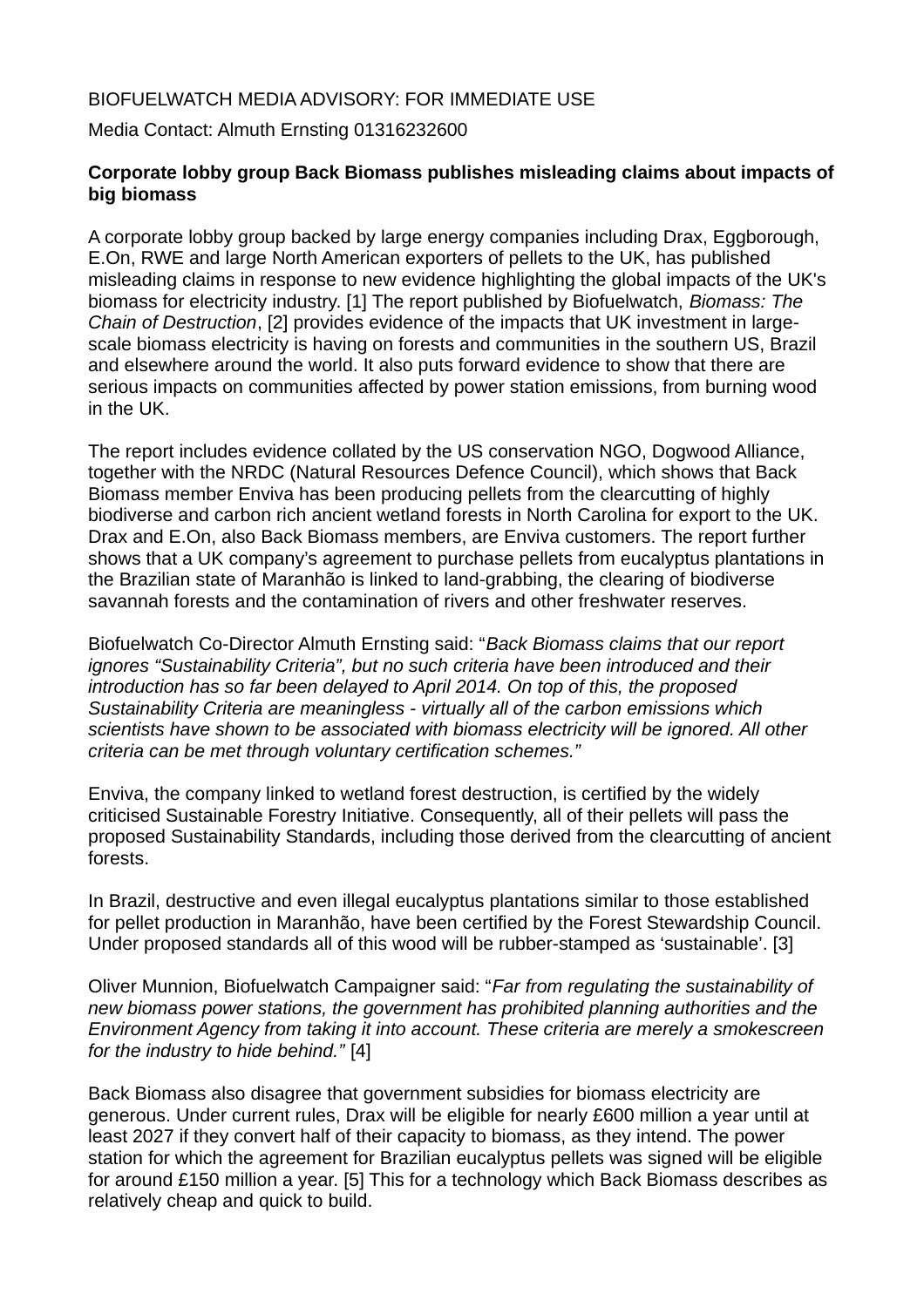BIOFUELWATCH MEDIA ADVISORY: FOR IMMEDIATE USE

Media Contact: Almuth Ernsting 01316232600

**Corporate lobby group Back Biomass publishes misleading claims about impacts of big biomass**

A corporate lobby group backed by large energy companies including Drax, Eggborough, E.On, RWE and large North American exporters of pellets to the UK, has published misleading claims in response to new evidence highlighting the global impacts of the UK's biomass for electricity industry. [1] The report published by Biofuelwatch, *Biomass: The Chain of Destruction*, [2] provides evidence of the impacts that UK investment in large-scale biomass electricity is having on forests and communities in the southern US, Brazil and elsewhere around the world. It also puts forward evidence to show that there are serious impacts on communities affected by power station emissions, from burning wood in the UK.

The report includes evidence collated by the US conservation NGO, Dogwood Alliance, together with the NRDC (Natural Resources Defence Council), which shows that Back Biomass member Enviva has been producing pellets from the clearcutting of highly biodiverse and carbon rich ancient wetland forests in North Carolina for export to the UK. Drax and E.On, also Back Biomass members, are Enviva customers. The report further shows that a UK company's agreement to purchase pellets from eucalyptus plantations in the Brazilian state of Maranhão is linked to land-grabbing, the clearing of biodiverse savannah forests and the contamination of rivers and other freshwater reserves.

Biofuelwatch Co-Director Almuth Ernsting said: "*Back Biomass claims that our report ignores "Sustainability Criteria", but no such criteria have been introduced and their introduction has so far been delayed to April 2014. On top of this, the proposed Sustainability Criteria are meaningless - virtually all of the carbon emissions which scientists have shown to be associated with biomass electricity will be ignored. All other criteria can be met through voluntary certification schemes.*"

Enviva, the company linked to wetland forest destruction, is certified by the widely criticised Sustainable Forestry Initiative. Consequently, all of their pellets will pass the proposed Sustainability Standards, including those derived from the clearcutting of ancient forests.

In Brazil, destructive and even illegal eucalyptus plantations similar to those established for pellet production in Maranhão, have been certified by the Forest Stewardship Council. Under proposed standards all of this wood will be rubber-stamped as 'sustainable'. [3]

Oliver Munnion, Biofuelwatch Campaigner said: "*Far from regulating the sustainability of new biomass power stations, the government has prohibited planning authorities and the Environment Agency from taking it into account. These criteria are merely a smokescreen for the industry to hide behind.*" [4]

Back Biomass also disagree that government subsidies for biomass electricity are generous. Under current rules, Drax will be eligible for nearly £600 million a year until at least 2027 if they convert half of their capacity to biomass, as they intend. The power station for which the agreement for Brazilian eucalyptus pellets was signed will be eligible for around £150 million a year. [5] This for a technology which Back Biomass describes as relatively cheap and quick to build.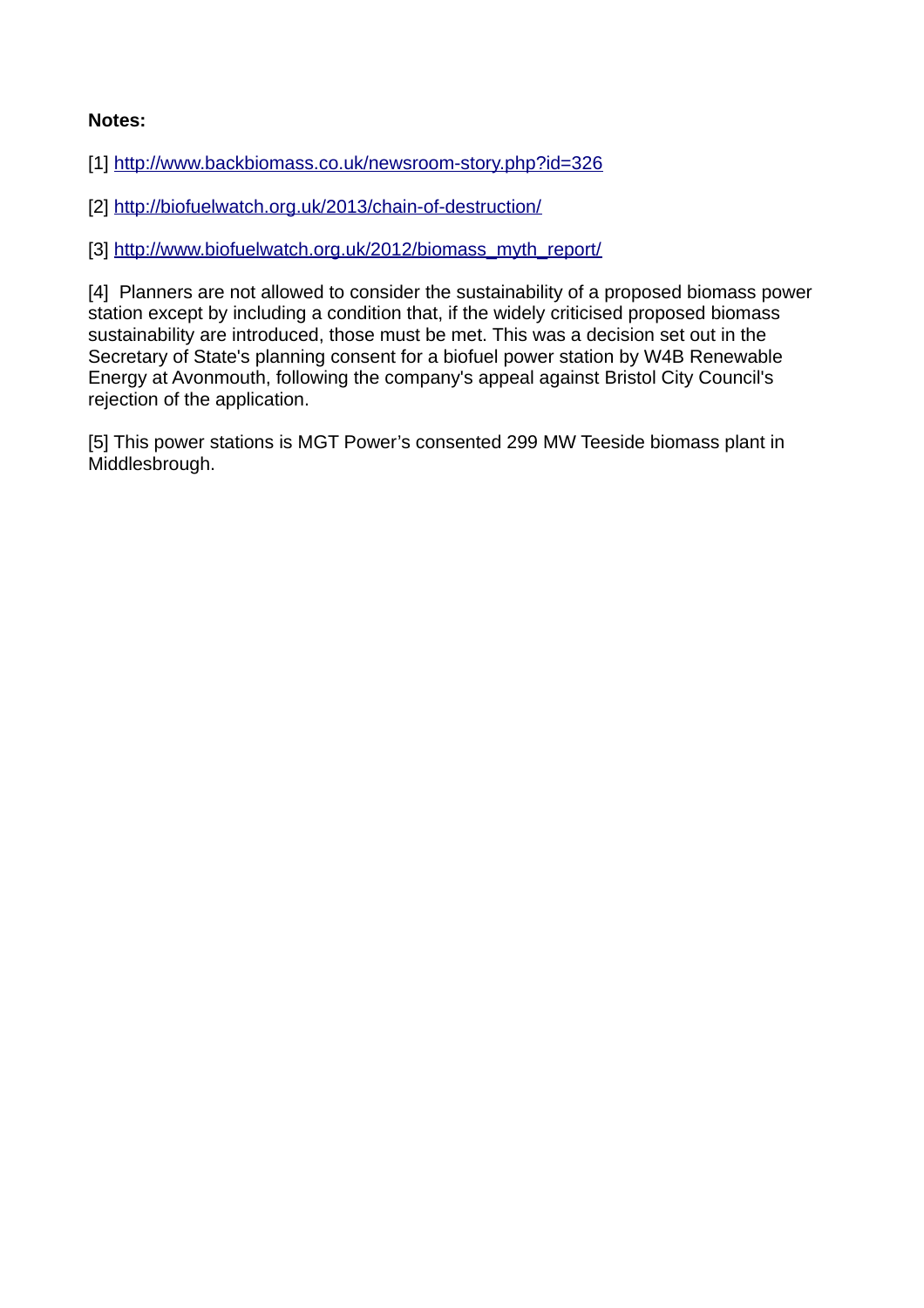**Notes:**

[1] http://www.backbiomass.co.uk/newsroom-story.php?id=326

[2] http://biofuelwatch.org.uk/2013/chain-of-destruction/

[3] http://www.biofuelwatch.org.uk/2012/biomass_myth_report/

[4] Planners are not allowed to consider the sustainability of a proposed biomass power station except by including a condition that, if the widely criticised proposed biomass sustainability are introduced, those must be met. This was a decision set out in the Secretary of State's planning consent for a biofuel power station by W4B Renewable Energy at Avonmouth, following the company's appeal against Bristol City Council's rejection of the application.

[5] This power stations is MGT Power's consented 299 MW Teeside biomass plant in Middlesbrough.